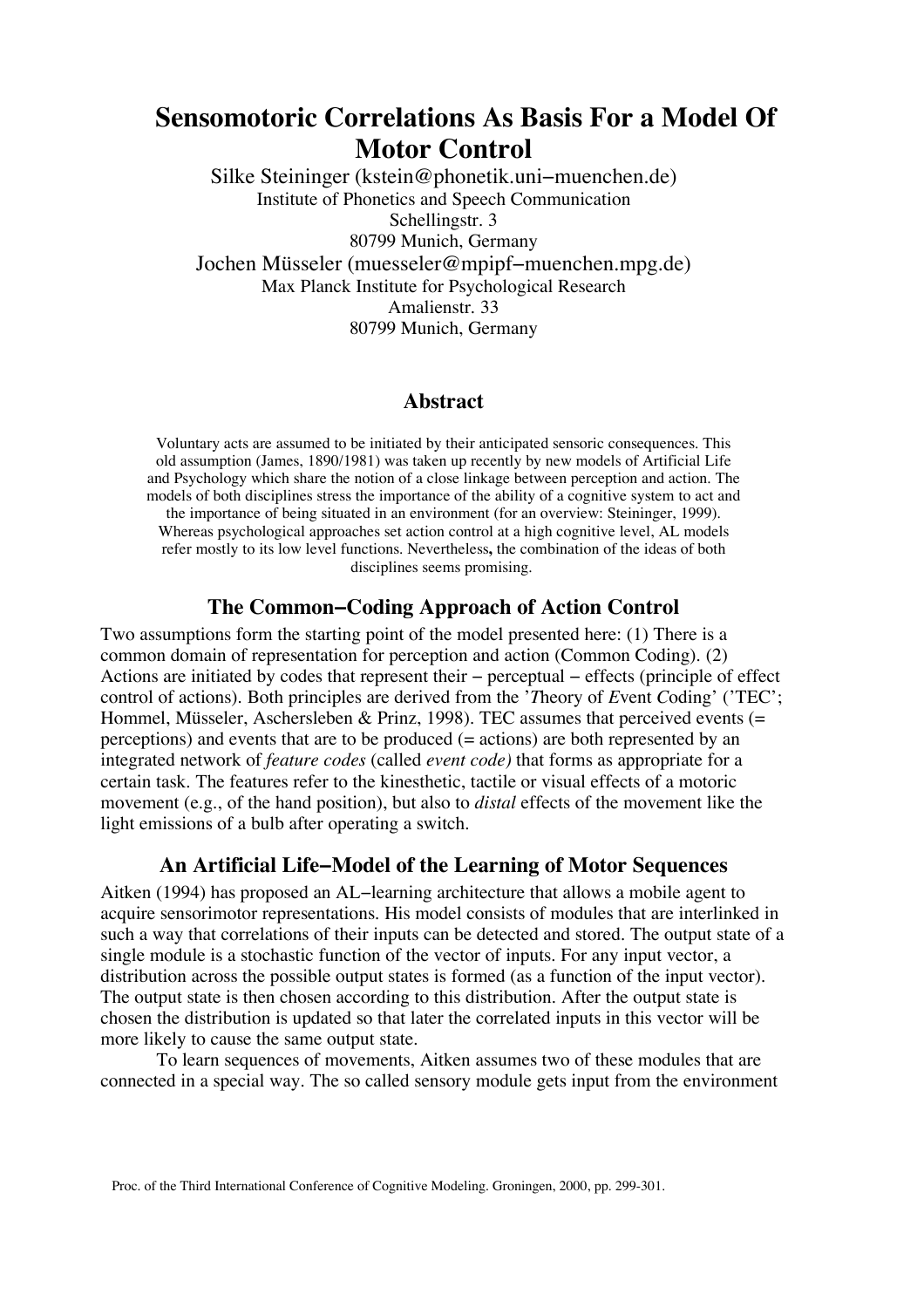# Sensomotoric Correlations As Basis For a Model Of Motor Control

Silke Steininger (kstein@phonetik.uni−muenchen.de)
Institute of Phonetics and Speech Communication
Schellingstr. 3
80799 Munich, Germany

Jochen Müsseler (muesseler@mpipf−muenchen.mpg.de)
Max Planck Institute for Psychological Research
Amalienstr. 33
80799 Munich, Germany

## Abstract

Voluntary acts are assumed to be initiated by their anticipated sensoric consequences. This old assumption (James, 1890/1981) was taken up recently by new models of Artificial Life and Psychology which share the notion of a close linkage between perception and action. The models of both disciplines stress the importance of the ability of a cognitive system to act and the importance of being situated in an environment (for an overview: Steininger, 1999). Whereas psychological approaches set action control at a high cognitive level, AL models refer mostly to its low level functions. Nevertheless**,** the combination of the ideas of both disciplines seems promising.

## The Common−Coding Approach of Action Control

Two assumptions form the starting point of the model presented here: (1) There is a common domain of representation for perception and action (Common Coding). (2) Actions are initiated by codes that represent their − perceptual − effects (principle of effect control of actions). Both principles are derived from the '*T*heory of *E*vent *C*oding' ('TEC'; Hommel, Müsseler, Aschersleben & Prinz, 1998). TEC assumes that perceived events (= perceptions) and events that are to be produced (= actions) are both represented by an integrated network of *feature codes* (called *event code)* that forms as appropriate for a certain task. The features refer to the kinesthetic, tactile or visual effects of a motoric movement (e.g., of the hand position), but also to *distal* effects of the movement like the light emissions of a bulb after operating a switch.

## An Artificial Life−Model of the Learning of Motor Sequences

Aitken (1994) has proposed an AL−learning architecture that allows a mobile agent to acquire sensorimotor representations. His model consists of modules that are interlinked in such a way that correlations of their inputs can be detected and stored. The output state of a single module is a stochastic function of the vector of inputs. For any input vector, a distribution across the possible output states is formed (as a function of the input vector). The output state is then chosen according to this distribution. After the output state is chosen the distribution is updated so that later the correlated inputs in this vector will be more likely to cause the same output state.

To learn sequences of movements, Aitken assumes two of these modules that are connected in a special way. The so called sensory module gets input from the environment

Proc. of the Third International Conference of Cognitive Modeling. Groningen, 2000, pp. 299-301.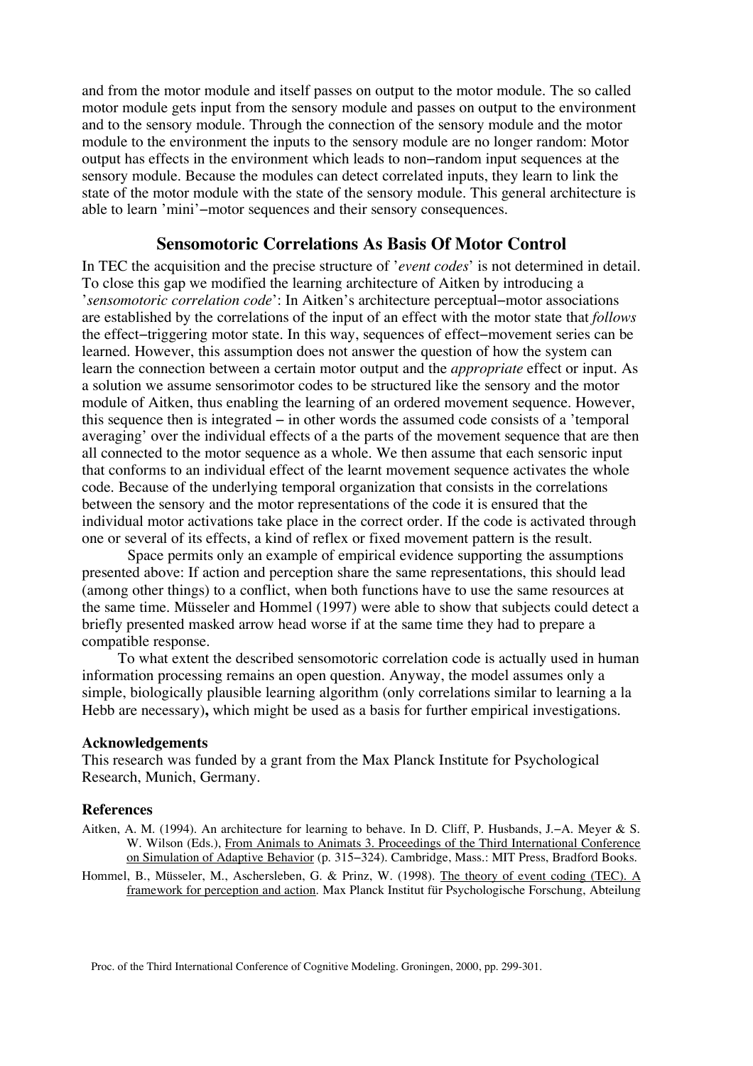and from the motor module and itself passes on output to the motor module. The so called motor module gets input from the sensory module and passes on output to the environment and to the sensory module. Through the connection of the sensory module and the motor module to the environment the inputs to the sensory module are no longer random: Motor output has effects in the environment which leads to non–random input sequences at the sensory module. Because the modules can detect correlated inputs, they learn to link the state of the motor module with the state of the sensory module. This general architecture is able to learn 'mini'–motor sequences and their sensory consequences.

## Sensomotoric Correlations As Basis Of Motor Control

In TEC the acquisition and the precise structure of '*event codes*' is not determined in detail. To close this gap we modified the learning architecture of Aitken by introducing a '*sensomotoric correlation code*': In Aitken's architecture perceptual–motor associations are established by the correlations of the input of an effect with the motor state that *follows* the effect–triggering motor state. In this way, sequences of effect–movement series can be learned. However, this assumption does not answer the question of how the system can learn the connection between a certain motor output and the *appropriate* effect or input. As a solution we assume sensorimotor codes to be structured like the sensory and the motor module of Aitken, thus enabling the learning of an ordered movement sequence. However, this sequence then is integrated – in other words the assumed code consists of a 'temporal averaging' over the individual effects of a the parts of the movement sequence that are then all connected to the motor sequence as a whole. We then assume that each sensoric input that conforms to an individual effect of the learnt movement sequence activates the whole code. Because of the underlying temporal organization that consists in the correlations between the sensory and the motor representations of the code it is ensured that the individual motor activations take place in the correct order. If the code is activated through one or several of its effects, a kind of reflex or fixed movement pattern is the result.

Space permits only an example of empirical evidence supporting the assumptions presented above: If action and perception share the same representations, this should lead (among other things) to a conflict, when both functions have to use the same resources at the same time. Müsseler and Hommel (1997) were able to show that subjects could detect a briefly presented masked arrow head worse if at the same time they had to prepare a compatible response.

To what extent the described sensomotoric correlation code is actually used in human information processing remains an open question. Anyway, the model assumes only a simple, biologically plausible learning algorithm (only correlations similar to learning a la Hebb are necessary)**,** which might be used as a basis for further empirical investigations.

### Acknowledgements

This research was funded by a grant from the Max Planck Institute for Psychological Research, Munich, Germany.

### References

Aitken, A. M. (1994). An architecture for learning to behave. In D. Cliff, P. Husbands, J.–A. Meyer & S. W. Wilson (Eds.), From Animals to Animats 3. Proceedings of the Third International Conference on Simulation of Adaptive Behavior (p. 315–324). Cambridge, Mass.: MIT Press, Bradford Books.

Hommel, B., Müsseler, M., Aschersleben, G. & Prinz, W. (1998). The theory of event coding (TEC). A framework for perception and action. Max Planck Institut für Psychologische Forschung, Abteilung

Proc. of the Third International Conference of Cognitive Modeling. Groningen, 2000, pp. 299-301.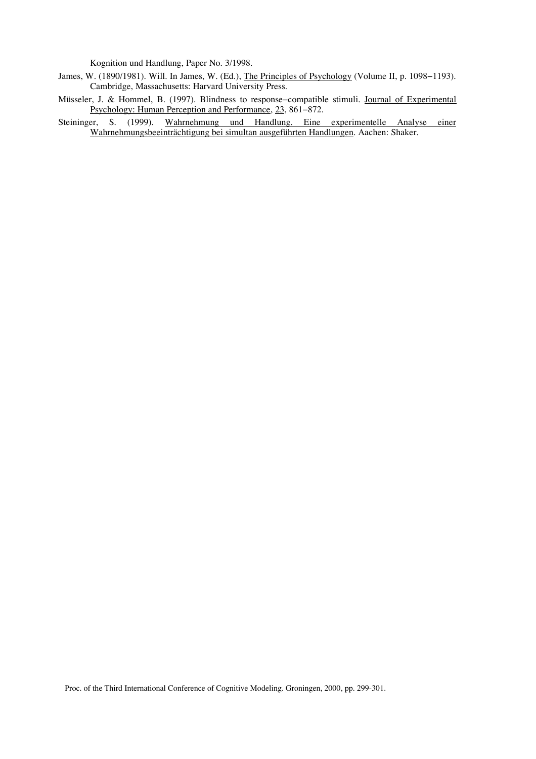Kognition und Handlung, Paper No. 3/1998.

James, W. (1890/1981). Will. In James, W. (Ed.), The Principles of Psychology (Volume II, p. 1098–1193). Cambridge, Massachusetts: Harvard University Press.

Müsseler, J. & Hommel, B. (1997). Blindness to response–compatible stimuli. Journal of Experimental Psychology: Human Perception and Performance, 23, 861–872.

Steininger, S. (1999). Wahrnehmung und Handlung. Eine experimentelle Analyse einer Wahrnehmungsbeeinträchtigung bei simultan ausgeführten Handlungen. Aachen: Shaker.